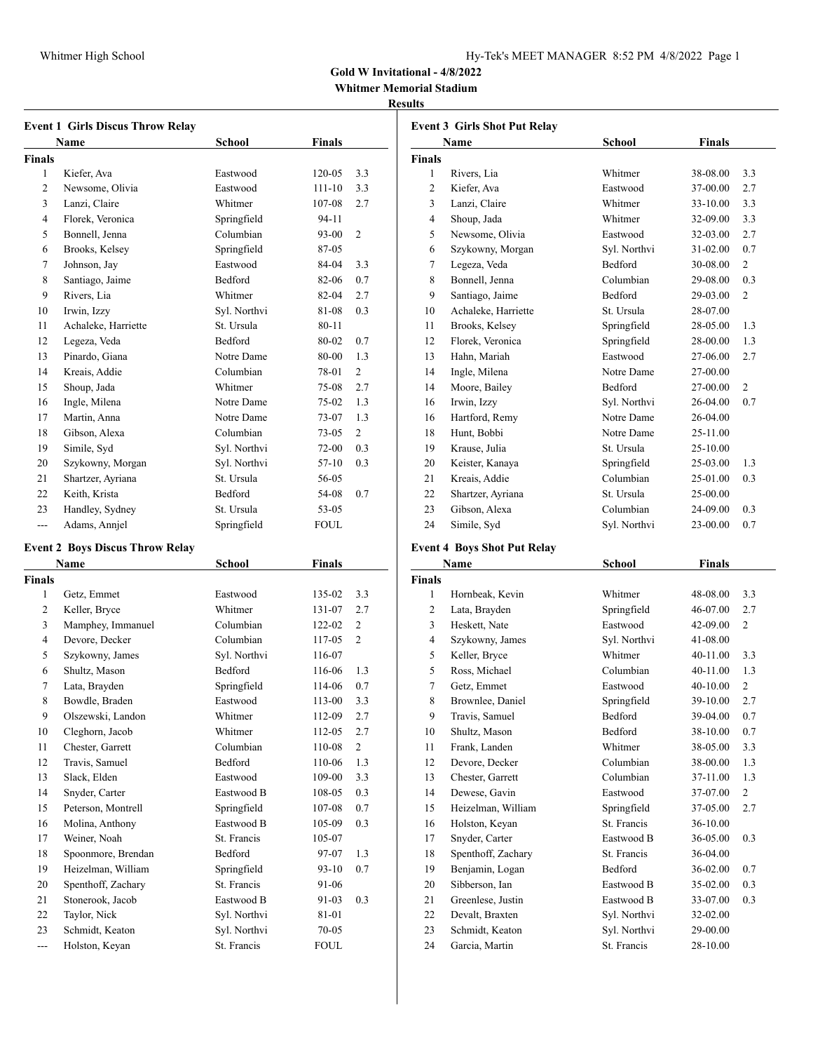# Gold W Invitational - 4/8/2022

**Whitmer Memorial Stadium**

**Results**

### Event 1 Girls Discus Throw Relay

| | Name | School | Finals | |
|---|---|---|---|---|
| **Finals** | | | | |
| 1 | Kiefer, Ava | Eastwood | 120-05 | 3.3 |
| 2 | Newsome, Olivia | Eastwood | 111-10 | 3.3 |
| 3 | Lanzi, Claire | Whitmer | 107-08 | 2.7 |
| 4 | Florek, Veronica | Springfield | 94-11 | |
| 5 | Bonnell, Jenna | Columbian | 93-00 | 2 |
| 6 | Brooks, Kelsey | Springfield | 87-05 | |
| 7 | Johnson, Jay | Eastwood | 84-04 | 3.3 |
| 8 | Santiago, Jaime | Bedford | 82-06 | 0.7 |
| 9 | Rivers, Lia | Whitmer | 82-04 | 2.7 |
| 10 | Irwin, Izzy | Syl. Northvi | 81-08 | 0.3 |
| 11 | Achaleke, Harriette | St. Ursula | 80-11 | |
| 12 | Legeza, Veda | Bedford | 80-02 | 0.7 |
| 13 | Pinardo, Giana | Notre Dame | 80-00 | 1.3 |
| 14 | Kreais, Addie | Columbian | 78-01 | 2 |
| 15 | Shoup, Jada | Whitmer | 75-08 | 2.7 |
| 16 | Ingle, Milena | Notre Dame | 75-02 | 1.3 |
| 17 | Martin, Anna | Notre Dame | 73-07 | 1.3 |
| 18 | Gibson, Alexa | Columbian | 73-05 | 2 |
| 19 | Simile, Syd | Syl. Northvi | 72-00 | 0.3 |
| 20 | Szykowny, Morgan | Syl. Northvi | 57-10 | 0.3 |
| 21 | Shartzer, Ayriana | St. Ursula | 56-05 | |
| 22 | Keith, Krista | Bedford | 54-08 | 0.7 |
| 23 | Handley, Sydney | St. Ursula | 53-05 | |
| --- | Adams, Annjel | Springfield | FOUL | |

### Event 2 Boys Discus Throw Relay

| | Name | School | Finals | |
|---|---|---|---|---|
| **Finals** | | | | |
| 1 | Getz, Emmet | Eastwood | 135-02 | 3.3 |
| 2 | Keller, Bryce | Whitmer | 131-07 | 2.7 |
| 3 | Mamphey, Immanuel | Columbian | 122-02 | 2 |
| 4 | Devore, Decker | Columbian | 117-05 | 2 |
| 5 | Szykowny, James | Syl. Northvi | 116-07 | |
| 6 | Shultz, Mason | Bedford | 116-06 | 1.3 |
| 7 | Lata, Brayden | Springfield | 114-06 | 0.7 |
| 8 | Bowdle, Braden | Eastwood | 113-00 | 3.3 |
| 9 | Olszewski, Landon | Whitmer | 112-09 | 2.7 |
| 10 | Cleghorn, Jacob | Whitmer | 112-05 | 2.7 |
| 11 | Chester, Garrett | Columbian | 110-08 | 2 |
| 12 | Travis, Samuel | Bedford | 110-06 | 1.3 |
| 13 | Slack, Elden | Eastwood | 109-00 | 3.3 |
| 14 | Snyder, Carter | Eastwood B | 108-05 | 0.3 |
| 15 | Peterson, Montrell | Springfield | 107-08 | 0.7 |
| 16 | Molina, Anthony | Eastwood B | 105-09 | 0.3 |
| 17 | Weiner, Noah | St. Francis | 105-07 | |
| 18 | Spoonmore, Brendan | Bedford | 97-07 | 1.3 |
| 19 | Heizelman, William | Springfield | 93-10 | 0.7 |
| 20 | Spenthoff, Zachary | St. Francis | 91-06 | |
| 21 | Stonerook, Jacob | Eastwood B | 91-03 | 0.3 |
| 22 | Taylor, Nick | Syl. Northvi | 81-01 | |
| 23 | Schmidt, Keaton | Syl. Northvi | 70-05 | |
| --- | Holston, Keyan | St. Francis | FOUL | |

### Event 3 Girls Shot Put Relay

| | Name | School | Finals | |
|---|---|---|---|---|
| **Finals** | | | | |
| 1 | Rivers, Lia | Whitmer | 38-08.00 | 3.3 |
| 2 | Kiefer, Ava | Eastwood | 37-00.00 | 2.7 |
| 3 | Lanzi, Claire | Whitmer | 33-10.00 | 3.3 |
| 4 | Shoup, Jada | Whitmer | 32-09.00 | 3.3 |
| 5 | Newsome, Olivia | Eastwood | 32-03.00 | 2.7 |
| 6 | Szykowny, Morgan | Syl. Northvi | 31-02.00 | 0.7 |
| 7 | Legeza, Veda | Bedford | 30-08.00 | 2 |
| 8 | Bonnell, Jenna | Columbian | 29-08.00 | 0.3 |
| 9 | Santiago, Jaime | Bedford | 29-03.00 | 2 |
| 10 | Achaleke, Harriette | St. Ursula | 28-07.00 | |
| 11 | Brooks, Kelsey | Springfield | 28-05.00 | 1.3 |
| 12 | Florek, Veronica | Springfield | 28-00.00 | 1.3 |
| 13 | Hahn, Mariah | Eastwood | 27-06.00 | 2.7 |
| 14 | Ingle, Milena | Notre Dame | 27-00.00 | |
| 14 | Moore, Bailey | Bedford | 27-00.00 | 2 |
| 16 | Irwin, Izzy | Syl. Northvi | 26-04.00 | 0.7 |
| 16 | Hartford, Remy | Notre Dame | 26-04.00 | |
| 18 | Hunt, Bobbi | Notre Dame | 25-11.00 | |
| 19 | Krause, Julia | St. Ursula | 25-10.00 | |
| 20 | Keister, Kanaya | Springfield | 25-03.00 | 1.3 |
| 21 | Kreais, Addie | Columbian | 25-01.00 | 0.3 |
| 22 | Shartzer, Ayriana | St. Ursula | 25-00.00 | |
| 23 | Gibson, Alexa | Columbian | 24-09.00 | 0.3 |
| 24 | Simile, Syd | Syl. Northvi | 23-00.00 | 0.7 |

### Event 4 Boys Shot Put Relay

| | Name | School | Finals | |
|---|---|---|---|---|
| **Finals** | | | | |
| 1 | Hornbeak, Kevin | Whitmer | 48-08.00 | 3.3 |
| 2 | Lata, Brayden | Springfield | 46-07.00 | 2.7 |
| 3 | Heskett, Nate | Eastwood | 42-09.00 | 2 |
| 4 | Szykowny, James | Syl. Northvi | 41-08.00 | |
| 5 | Keller, Bryce | Whitmer | 40-11.00 | 3.3 |
| 5 | Ross, Michael | Columbian | 40-11.00 | 1.3 |
| 7 | Getz, Emmet | Eastwood | 40-10.00 | 2 |
| 8 | Brownlee, Daniel | Springfield | 39-10.00 | 2.7 |
| 9 | Travis, Samuel | Bedford | 39-04.00 | 0.7 |
| 10 | Shultz, Mason | Bedford | 38-10.00 | 0.7 |
| 11 | Frank, Landen | Whitmer | 38-05.00 | 3.3 |
| 12 | Devore, Decker | Columbian | 38-00.00 | 1.3 |
| 13 | Chester, Garrett | Columbian | 37-11.00 | 1.3 |
| 14 | Dewese, Gavin | Eastwood | 37-07.00 | 2 |
| 15 | Heizelman, William | Springfield | 37-05.00 | 2.7 |
| 16 | Holston, Keyan | St. Francis | 36-10.00 | |
| 17 | Snyder, Carter | Eastwood B | 36-05.00 | 0.3 |
| 18 | Spenthoff, Zachary | St. Francis | 36-04.00 | |
| 19 | Benjamin, Logan | Bedford | 36-02.00 | 0.7 |
| 20 | Sibberson, Ian | Eastwood B | 35-02.00 | 0.3 |
| 21 | Greenlese, Justin | Eastwood B | 33-07.00 | 0.3 |
| 22 | Devalt, Braxten | Syl. Northvi | 32-02.00 | |
| 23 | Schmidt, Keaton | Syl. Northvi | 29-00.00 | |
| 24 | Garcia, Martin | St. Francis | 28-10.00 | |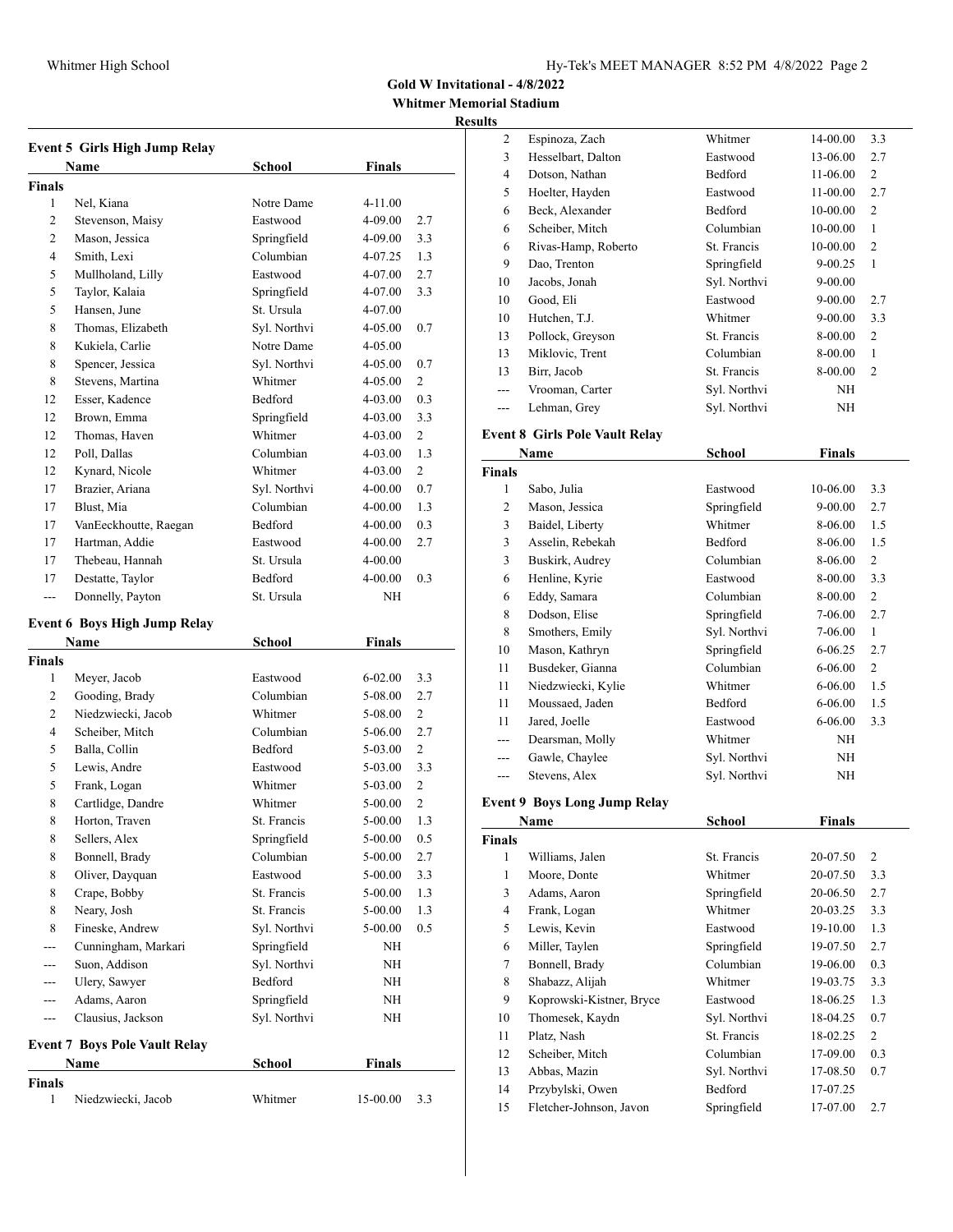**Gold W Invitational - 4/8/2022**

**Whitmer Memorial Stadium**

**Results**

### Event 5 Girls High Jump Relay

| | Name | School | Finals | |
|---|---|---|---|---|
| **Finals** | | | | |
| 1 | Nel, Kiana | Notre Dame | 4-11.00 | |
| 2 | Stevenson, Maisy | Eastwood | 4-09.00 | 2.7 |
| 2 | Mason, Jessica | Springfield | 4-09.00 | 3.3 |
| 4 | Smith, Lexi | Columbian | 4-07.25 | 1.3 |
| 5 | Mullholand, Lilly | Eastwood | 4-07.00 | 2.7 |
| 5 | Taylor, Kalaia | Springfield | 4-07.00 | 3.3 |
| 5 | Hansen, June | St. Ursula | 4-07.00 | |
| 8 | Thomas, Elizabeth | Syl. Northvi | 4-05.00 | 0.7 |
| 8 | Kukiela, Carlie | Notre Dame | 4-05.00 | |
| 8 | Spencer, Jessica | Syl. Northvi | 4-05.00 | 0.7 |
| 8 | Stevens, Martina | Whitmer | 4-05.00 | 2 |
| 12 | Esser, Kadence | Bedford | 4-03.00 | 0.3 |
| 12 | Brown, Emma | Springfield | 4-03.00 | 3.3 |
| 12 | Thomas, Haven | Whitmer | 4-03.00 | 2 |
| 12 | Poll, Dallas | Columbian | 4-03.00 | 1.3 |
| 12 | Kynard, Nicole | Whitmer | 4-03.00 | 2 |
| 17 | Brazier, Ariana | Syl. Northvi | 4-00.00 | 0.7 |
| 17 | Blust, Mia | Columbian | 4-00.00 | 1.3 |
| 17 | VanEeckhoutte, Raegan | Bedford | 4-00.00 | 0.3 |
| 17 | Hartman, Addie | Eastwood | 4-00.00 | 2.7 |
| 17 | Thebeau, Hannah | St. Ursula | 4-00.00 | |
| 17 | Destatte, Taylor | Bedford | 4-00.00 | 0.3 |
| --- | Donnelly, Payton | St. Ursula | NH | |

### Event 6 Boys High Jump Relay

| | Name | School | Finals | |
|---|---|---|---|---|
| **Finals** | | | | |
| 1 | Meyer, Jacob | Eastwood | 6-02.00 | 3.3 |
| 2 | Gooding, Brady | Columbian | 5-08.00 | 2.7 |
| 2 | Niedzwiecki, Jacob | Whitmer | 5-08.00 | 2 |
| 4 | Scheiber, Mitch | Columbian | 5-06.00 | 2.7 |
| 5 | Balla, Collin | Bedford | 5-03.00 | 2 |
| 5 | Lewis, Andre | Eastwood | 5-03.00 | 3.3 |
| 5 | Frank, Logan | Whitmer | 5-03.00 | 2 |
| 8 | Cartlidge, Dandre | Whitmer | 5-00.00 | 2 |
| 8 | Horton, Traven | St. Francis | 5-00.00 | 1.3 |
| 8 | Sellers, Alex | Springfield | 5-00.00 | 0.5 |
| 8 | Bonnell, Brady | Columbian | 5-00.00 | 2.7 |
| 8 | Oliver, Dayquan | Eastwood | 5-00.00 | 3.3 |
| 8 | Crape, Bobby | St. Francis | 5-00.00 | 1.3 |
| 8 | Neary, Josh | St. Francis | 5-00.00 | 1.3 |
| 8 | Fineske, Andrew | Syl. Northvi | 5-00.00 | 0.5 |
| --- | Cunningham, Markari | Springfield | NH | |
| --- | Suon, Addison | Syl. Northvi | NH | |
| --- | Ulery, Sawyer | Bedford | NH | |
| --- | Adams, Aaron | Springfield | NH | |
| --- | Clausius, Jackson | Syl. Northvi | NH | |

### Event 7 Boys Pole Vault Relay

| | Name | School | Finals | |
|---|---|---|---|---|
| **Finals** | | | | |
| 1 | Niedzwiecki, Jacob | Whitmer | 15-00.00 | 3.3 |
| 2 | Espinoza, Zach | Whitmer | 14-00.00 | 3.3 |
| 3 | Hesselbart, Dalton | Eastwood | 13-06.00 | 2.7 |
| 4 | Dotson, Nathan | Bedford | 11-06.00 | 2 |
| 5 | Hoelter, Hayden | Eastwood | 11-00.00 | 2.7 |
| 6 | Beck, Alexander | Bedford | 10-00.00 | 2 |
| 6 | Scheiber, Mitch | Columbian | 10-00.00 | 1 |
| 6 | Rivas-Hamp, Roberto | St. Francis | 10-00.00 | 2 |
| 9 | Dao, Trenton | Springfield | 9-00.25 | 1 |
| 10 | Jacobs, Jonah | Syl. Northvi | 9-00.00 | |
| 10 | Good, Eli | Eastwood | 9-00.00 | 2.7 |
| 10 | Hutchen, T.J. | Whitmer | 9-00.00 | 3.3 |
| 13 | Pollock, Greyson | St. Francis | 8-00.00 | 2 |
| 13 | Miklovic, Trent | Columbian | 8-00.00 | 1 |
| 13 | Birr, Jacob | St. Francis | 8-00.00 | 2 |
| --- | Vrooman, Carter | Syl. Northvi | NH | |
| --- | Lehman, Grey | Syl. Northvi | NH | |

### Event 8 Girls Pole Vault Relay

| | Name | School | Finals | |
|---|---|---|---|---|
| **Finals** | | | | |
| 1 | Sabo, Julia | Eastwood | 10-06.00 | 3.3 |
| 2 | Mason, Jessica | Springfield | 9-00.00 | 2.7 |
| 3 | Baidel, Liberty | Whitmer | 8-06.00 | 1.5 |
| 3 | Asselin, Rebekah | Bedford | 8-06.00 | 1.5 |
| 3 | Buskirk, Audrey | Columbian | 8-06.00 | 2 |
| 6 | Henline, Kyrie | Eastwood | 8-00.00 | 3.3 |
| 6 | Eddy, Samara | Columbian | 8-00.00 | 2 |
| 8 | Dodson, Elise | Springfield | 7-06.00 | 2.7 |
| 8 | Smothers, Emily | Syl. Northvi | 7-06.00 | 1 |
| 10 | Mason, Kathryn | Springfield | 6-06.25 | 2.7 |
| 11 | Busdeker, Gianna | Columbian | 6-06.00 | 2 |
| 11 | Niedzwiecki, Kylie | Whitmer | 6-06.00 | 1.5 |
| 11 | Moussaed, Jaden | Bedford | 6-06.00 | 1.5 |
| 11 | Jared, Joelle | Eastwood | 6-06.00 | 3.3 |
| --- | Dearsman, Molly | Whitmer | NH | |
| --- | Gawle, Chaylee | Syl. Northvi | NH | |
| --- | Stevens, Alex | Syl. Northvi | NH | |

### Event 9 Boys Long Jump Relay

| | Name | School | Finals | |
|---|---|---|---|---|
| **Finals** | | | | |
| 1 | Williams, Jalen | St. Francis | 20-07.50 | 2 |
| 1 | Moore, Donte | Whitmer | 20-07.50 | 3.3 |
| 3 | Adams, Aaron | Springfield | 20-06.50 | 2.7 |
| 4 | Frank, Logan | Whitmer | 20-03.25 | 3.3 |
| 5 | Lewis, Kevin | Eastwood | 19-10.00 | 1.3 |
| 6 | Miller, Taylen | Springfield | 19-07.50 | 2.7 |
| 7 | Bonnell, Brady | Columbian | 19-06.00 | 0.3 |
| 8 | Shabazz, Alijah | Whitmer | 19-03.75 | 3.3 |
| 9 | Koprowski-Kistner, Bryce | Eastwood | 18-06.25 | 1.3 |
| 10 | Thomesek, Kaydn | Syl. Northvi | 18-04.25 | 0.7 |
| 11 | Platz, Nash | St. Francis | 18-02.25 | 2 |
| 12 | Scheiber, Mitch | Columbian | 17-09.00 | 0.3 |
| 13 | Abbas, Mazin | Syl. Northvi | 17-08.50 | 0.7 |
| 14 | Przybylski, Owen | Bedford | 17-07.25 | |
| 15 | Fletcher-Johnson, Javon | Springfield | 17-07.00 | 2.7 |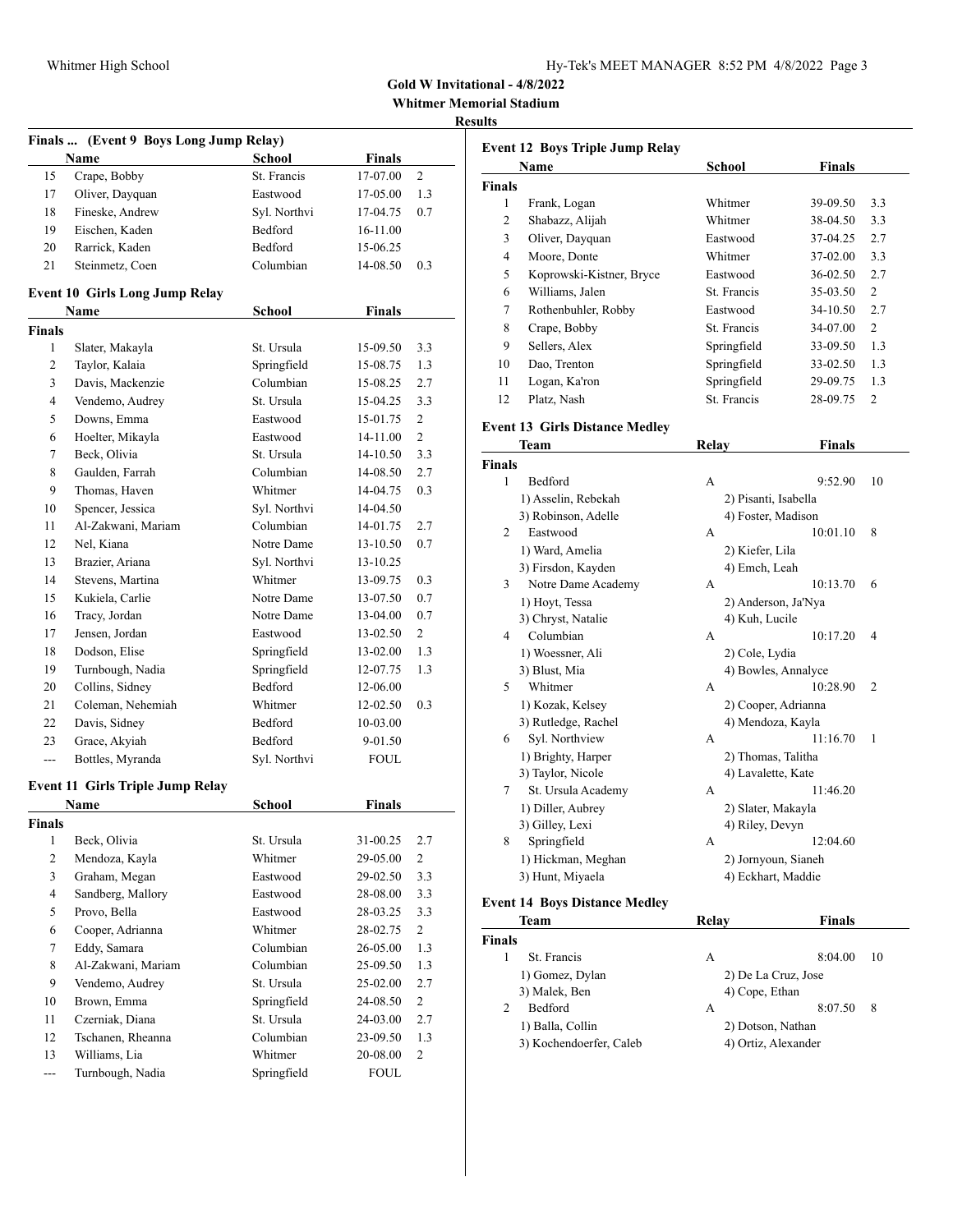# Gold W Invitational - 4/8/2022

## Whitmer Memorial Stadium

### Results

**Finals ... (Event 9 Boys Long Jump Relay)**

| | Name | School | Finals | |
|---|---|---|---|---|
| 15 | Crape, Bobby | St. Francis | 17-07.00 | 2 |
| 17 | Oliver, Dayquan | Eastwood | 17-05.00 | 1.3 |
| 18 | Fineske, Andrew | Syl. Northvi | 17-04.75 | 0.7 |
| 19 | Eischen, Kaden | Bedford | 16-11.00 | |
| 20 | Rarrick, Kaden | Bedford | 15-06.25 | |
| 21 | Steinmetz, Coen | Columbian | 14-08.50 | 0.3 |

**Event 10 Girls Long Jump Relay**

| | Name | School | Finals | |
|---|---|---|---|---|
| **Finals** | | | | |
| 1 | Slater, Makayla | St. Ursula | 15-09.50 | 3.3 |
| 2 | Taylor, Kalaia | Springfield | 15-08.75 | 1.3 |
| 3 | Davis, Mackenzie | Columbian | 15-08.25 | 2.7 |
| 4 | Vendemo, Audrey | St. Ursula | 15-04.25 | 3.3 |
| 5 | Downs, Emma | Eastwood | 15-01.75 | 2 |
| 6 | Hoelter, Mikayla | Eastwood | 14-11.00 | 2 |
| 7 | Beck, Olivia | St. Ursula | 14-10.50 | 3.3 |
| 8 | Gaulden, Farrah | Columbian | 14-08.50 | 2.7 |
| 9 | Thomas, Haven | Whitmer | 14-04.75 | 0.3 |
| 10 | Spencer, Jessica | Syl. Northvi | 14-04.50 | |
| 11 | Al-Zakwani, Mariam | Columbian | 14-01.75 | 2.7 |
| 12 | Nel, Kiana | Notre Dame | 13-10.50 | 0.7 |
| 13 | Brazier, Ariana | Syl. Northvi | 13-10.25 | |
| 14 | Stevens, Martina | Whitmer | 13-09.75 | 0.3 |
| 15 | Kukiela, Carlie | Notre Dame | 13-07.50 | 0.7 |
| 16 | Tracy, Jordan | Notre Dame | 13-04.00 | 0.7 |
| 17 | Jensen, Jordan | Eastwood | 13-02.50 | 2 |
| 18 | Dodson, Elise | Springfield | 13-02.00 | 1.3 |
| 19 | Turnbough, Nadia | Springfield | 12-07.75 | 1.3 |
| 20 | Collins, Sidney | Bedford | 12-06.00 | |
| 21 | Coleman, Nehemiah | Whitmer | 12-02.50 | 0.3 |
| 22 | Davis, Sidney | Bedford | 10-03.00 | |
| 23 | Grace, Akyiah | Bedford | 9-01.50 | |
| --- | Bottles, Myranda | Syl. Northvi | FOUL | |

**Event 11 Girls Triple Jump Relay**

| | Name | School | Finals | |
|---|---|---|---|---|
| **Finals** | | | | |
| 1 | Beck, Olivia | St. Ursula | 31-00.25 | 2.7 |
| 2 | Mendoza, Kayla | Whitmer | 29-05.00 | 2 |
| 3 | Graham, Megan | Eastwood | 29-02.50 | 3.3 |
| 4 | Sandberg, Mallory | Eastwood | 28-08.00 | 3.3 |
| 5 | Provo, Bella | Eastwood | 28-03.25 | 3.3 |
| 6 | Cooper, Adrianna | Whitmer | 28-02.75 | 2 |
| 7 | Eddy, Samara | Columbian | 26-05.00 | 1.3 |
| 8 | Al-Zakwani, Mariam | Columbian | 25-09.50 | 1.3 |
| 9 | Vendemo, Audrey | St. Ursula | 25-02.00 | 2.7 |
| 10 | Brown, Emma | Springfield | 24-08.50 | 2 |
| 11 | Czerniak, Diana | St. Ursula | 24-03.00 | 2.7 |
| 12 | Tschanen, Rheanna | Columbian | 23-09.50 | 1.3 |
| 13 | Williams, Lia | Whitmer | 20-08.00 | 2 |
| --- | Turnbough, Nadia | Springfield | FOUL | |

**Event 12 Boys Triple Jump Relay**

| | Name | School | Finals | |
|---|---|---|---|---|
| **Finals** | | | | |
| 1 | Frank, Logan | Whitmer | 39-09.50 | 3.3 |
| 2 | Shabazz, Alijah | Whitmer | 38-04.50 | 3.3 |
| 3 | Oliver, Dayquan | Eastwood | 37-04.25 | 2.7 |
| 4 | Moore, Donte | Whitmer | 37-02.00 | 3.3 |
| 5 | Koprowski-Kistner, Bryce | Eastwood | 36-02.50 | 2.7 |
| 6 | Williams, Jalen | St. Francis | 35-03.50 | 2 |
| 7 | Rothenbuhler, Robby | Eastwood | 34-10.50 | 2.7 |
| 8 | Crape, Bobby | St. Francis | 34-07.00 | 2 |
| 9 | Sellers, Alex | Springfield | 33-09.50 | 1.3 |
| 10 | Dao, Trenton | Springfield | 33-02.50 | 1.3 |
| 11 | Logan, Ka'ron | Springfield | 29-09.75 | 1.3 |
| 12 | Platz, Nash | St. Francis | 28-09.75 | 2 |

**Event 13 Girls Distance Medley**

| | Team | Relay | Finals | |
|---|---|---|---|---|
| **Finals** | | | | |
| 1 | Bedford | A | 9:52.90 | 10 |
| | 1) Asselin, Rebekah | 2) Pisanti, Isabella | | |
| | 3) Robinson, Adelle | 4) Foster, Madison | | |
| 2 | Eastwood | A | 10:01.10 | 8 |
| | 1) Ward, Amelia | 2) Kiefer, Lila | | |
| | 3) Firsdon, Kayden | 4) Emch, Leah | | |
| 3 | Notre Dame Academy | A | 10:13.70 | 6 |
| | 1) Hoyt, Tessa | 2) Anderson, Ja'Nya | | |
| | 3) Chryst, Natalie | 4) Kuh, Lucile | | |
| 4 | Columbian | A | 10:17.20 | 4 |
| | 1) Woessner, Ali | 2) Cole, Lydia | | |
| | 3) Blust, Mia | 4) Bowles, Annalyce | | |
| 5 | Whitmer | A | 10:28.90 | 2 |
| | 1) Kozak, Kelsey | 2) Cooper, Adrianna | | |
| | 3) Rutledge, Rachel | 4) Mendoza, Kayla | | |
| 6 | Syl. Northview | A | 11:16.70 | 1 |
| | 1) Brighty, Harper | 2) Thomas, Talitha | | |
| | 3) Taylor, Nicole | 4) Lavalette, Kate | | |
| 7 | St. Ursula Academy | A | 11:46.20 | |
| | 1) Diller, Aubrey | 2) Slater, Makayla | | |
| | 3) Gilley, Lexi | 4) Riley, Devyn | | |
| 8 | Springfield | A | 12:04.60 | |
| | 1) Hickman, Meghan | 2) Jornyoun, Sianeh | | |
| | 3) Hunt, Miyaela | 4) Eckhart, Maddie | | |

**Event 14 Boys Distance Medley**

| | Team | Relay | Finals | |
|---|---|---|---|---|
| **Finals** | | | | |
| 1 | St. Francis | A | 8:04.00 | 10 |
| | 1) Gomez, Dylan | 2) De La Cruz, Jose | | |
| | 3) Malek, Ben | 4) Cope, Ethan | | |
| 2 | Bedford | A | 8:07.50 | 8 |
| | 1) Balla, Collin | 2) Dotson, Nathan | | |
| | 3) Kochendoerfer, Caleb | 4) Ortiz, Alexander | | |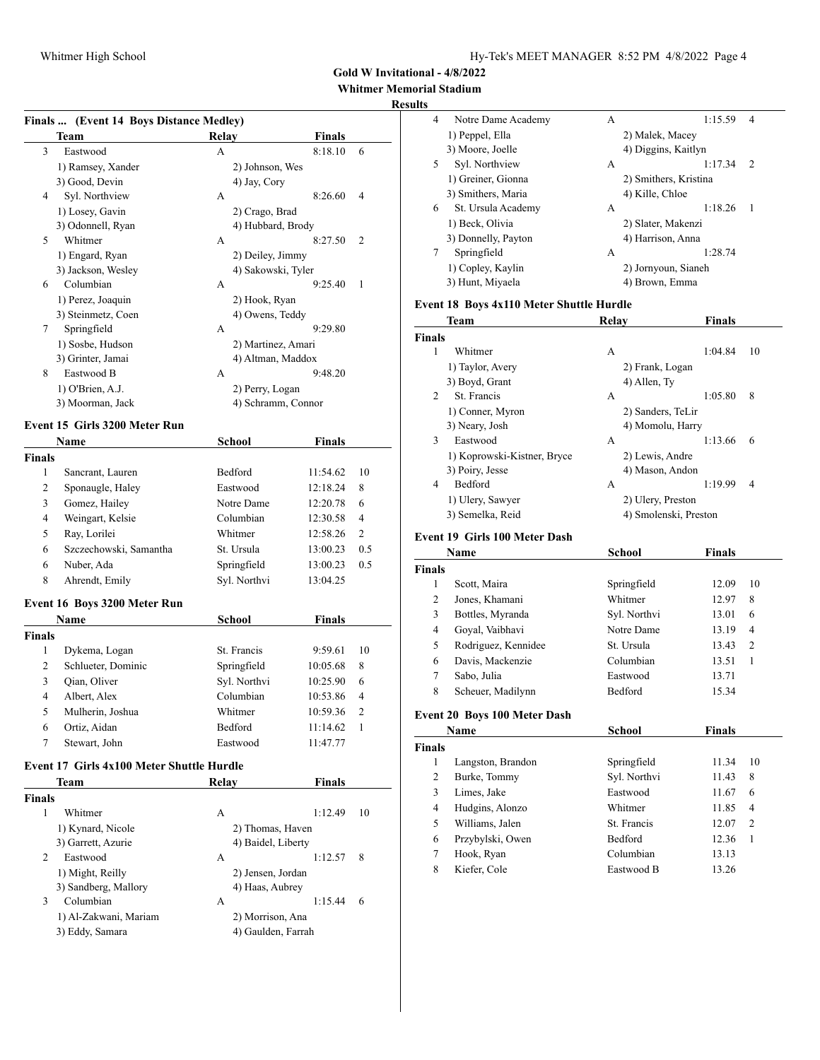**Gold W Invitational - 4/8/2022**

**Whitmer Memorial Stadium**

**Results**

### Finals ... (Event 14 Boys Distance Medley)

| | Team | Relay | Finals | |
|---|---|---|---|---|
| 3 | Eastwood | A | 8:18.10 | 6 |
| | 1) Ramsey, Xander | 2) Johnson, Wes | | |
| | 3) Good, Devin | 4) Jay, Cory | | |
| 4 | Syl. Northview | A | 8:26.60 | 4 |
| | 1) Losey, Gavin | 2) Crago, Brad | | |
| | 3) Odonnell, Ryan | 4) Hubbard, Brody | | |
| 5 | Whitmer | A | 8:27.50 | 2 |
| | 1) Engard, Ryan | 2) Deiley, Jimmy | | |
| | 3) Jackson, Wesley | 4) Sakowski, Tyler | | |
| 6 | Columbian | A | 9:25.40 | 1 |
| | 1) Perez, Joaquin | 2) Hook, Ryan | | |
| | 3) Steinmetz, Coen | 4) Owens, Teddy | | |
| 7 | Springfield | A | 9:29.80 | |
| | 1) Sosbe, Hudson | 2) Martinez, Amari | | |
| | 3) Grinter, Jamai | 4) Altman, Maddox | | |
| 8 | Eastwood B | A | 9:48.20 | |
| | 1) O'Brien, A.J. | 2) Perry, Logan | | |
| | 3) Moorman, Jack | 4) Schramm, Connor | | |

### Event 15 Girls 3200 Meter Run

| | Name | School | Finals | |
|---|---|---|---|---|
| **Finals** | | | | |
| 1 | Sancrant, Lauren | Bedford | 11:54.62 | 10 |
| 2 | Sponaugle, Haley | Eastwood | 12:18.24 | 8 |
| 3 | Gomez, Hailey | Notre Dame | 12:20.78 | 6 |
| 4 | Weingart, Kelsie | Columbian | 12:30.58 | 4 |
| 5 | Ray, Lorilei | Whitmer | 12:58.26 | 2 |
| 6 | Szczechowski, Samantha | St. Ursula | 13:00.23 | 0.5 |
| 6 | Nuber, Ada | Springfield | 13:00.23 | 0.5 |
| 8 | Ahrendt, Emily | Syl. Northvi | 13:04.25 | |

### Event 16 Boys 3200 Meter Run

| | Name | School | Finals | |
|---|---|---|---|---|
| **Finals** | | | | |
| 1 | Dykema, Logan | St. Francis | 9:59.61 | 10 |
| 2 | Schlueter, Dominic | Springfield | 10:05.68 | 8 |
| 3 | Qian, Oliver | Syl. Northvi | 10:25.90 | 6 |
| 4 | Albert, Alex | Columbian | 10:53.86 | 4 |
| 5 | Mulherin, Joshua | Whitmer | 10:59.36 | 2 |
| 6 | Ortiz, Aidan | Bedford | 11:14.62 | 1 |
| 7 | Stewart, John | Eastwood | 11:47.77 | |

### Event 17 Girls 4x100 Meter Shuttle Hurdle

| | Team | Relay | Finals | |
|---|---|---|---|---|
| **Finals** | | | | |
| 1 | Whitmer | A | 1:12.49 | 10 |
| | 1) Kynard, Nicole | 2) Thomas, Haven | | |
| | 3) Garrett, Azurie | 4) Baidel, Liberty | | |
| 2 | Eastwood | A | 1:12.57 | 8 |
| | 1) Might, Reilly | 2) Jensen, Jordan | | |
| | 3) Sandberg, Mallory | 4) Haas, Aubrey | | |
| 3 | Columbian | A | 1:15.44 | 6 |
| | 1) Al-Zakwani, Mariam | 2) Morrison, Ana | | |
| | 3) Eddy, Samara | 4) Gaulden, Farrah | | |
| 4 | Notre Dame Academy | A | 1:15.59 | 4 |
| | 1) Peppel, Ella | 2) Malek, Macey | | |
| | 3) Moore, Joelle | 4) Diggins, Kaitlyn | | |
| 5 | Syl. Northview | A | 1:17.34 | 2 |
| | 1) Greiner, Gionna | 2) Smithers, Kristina | | |
| | 3) Smithers, Maria | 4) Kille, Chloe | | |
| 6 | St. Ursula Academy | A | 1:18.26 | 1 |
| | 1) Beck, Olivia | 2) Slater, Makenzi | | |
| | 3) Donnelly, Payton | 4) Harrison, Anna | | |
| 7 | Springfield | A | 1:28.74 | |
| | 1) Copley, Kaylin | 2) Jornyoun, Sianeh | | |
| | 3) Hunt, Miyaela | 4) Brown, Emma | | |

### Event 18 Boys 4x110 Meter Shuttle Hurdle

| | Team | Relay | Finals | |
|---|---|---|---|---|
| **Finals** | | | | |
| 1 | Whitmer | A | 1:04.84 | 10 |
| | 1) Taylor, Avery | 2) Frank, Logan | | |
| | 3) Boyd, Grant | 4) Allen, Ty | | |
| 2 | St. Francis | A | 1:05.80 | 8 |
| | 1) Conner, Myron | 2) Sanders, TeLir | | |
| | 3) Neary, Josh | 4) Momolu, Harry | | |
| 3 | Eastwood | A | 1:13.66 | 6 |
| | 1) Koprowski-Kistner, Bryce | 2) Lewis, Andre | | |
| | 3) Poiry, Jesse | 4) Mason, Andon | | |
| 4 | Bedford | A | 1:19.99 | 4 |
| | 1) Ulery, Sawyer | 2) Ulery, Preston | | |
| | 3) Semelka, Reid | 4) Smolenski, Preston | | |

### Event 19 Girls 100 Meter Dash

| | Name | School | Finals | |
|---|---|---|---|---|
| **Finals** | | | | |
| 1 | Scott, Maira | Springfield | 12.09 | 10 |
| 2 | Jones, Khamani | Whitmer | 12.97 | 8 |
| 3 | Bottles, Myranda | Syl. Northvi | 13.01 | 6 |
| 4 | Goyal, Vaibhavi | Notre Dame | 13.19 | 4 |
| 5 | Rodriguez, Kennidee | St. Ursula | 13.43 | 2 |
| 6 | Davis, Mackenzie | Columbian | 13.51 | 1 |
| 7 | Sabo, Julia | Eastwood | 13.71 | |
| 8 | Scheuer, Madilynn | Bedford | 15.34 | |

### Event 20 Boys 100 Meter Dash

| | Name | School | Finals | |
|---|---|---|---|---|
| **Finals** | | | | |
| 1 | Langston, Brandon | Springfield | 11.34 | 10 |
| 2 | Burke, Tommy | Syl. Northvi | 11.43 | 8 |
| 3 | Limes, Jake | Eastwood | 11.67 | 6 |
| 4 | Hudgins, Alonzo | Whitmer | 11.85 | 4 |
| 5 | Williams, Jalen | St. Francis | 12.07 | 2 |
| 6 | Przybylski, Owen | Bedford | 12.36 | 1 |
| 7 | Hook, Ryan | Columbian | 13.13 | |
| 8 | Kiefer, Cole | Eastwood B | 13.26 | |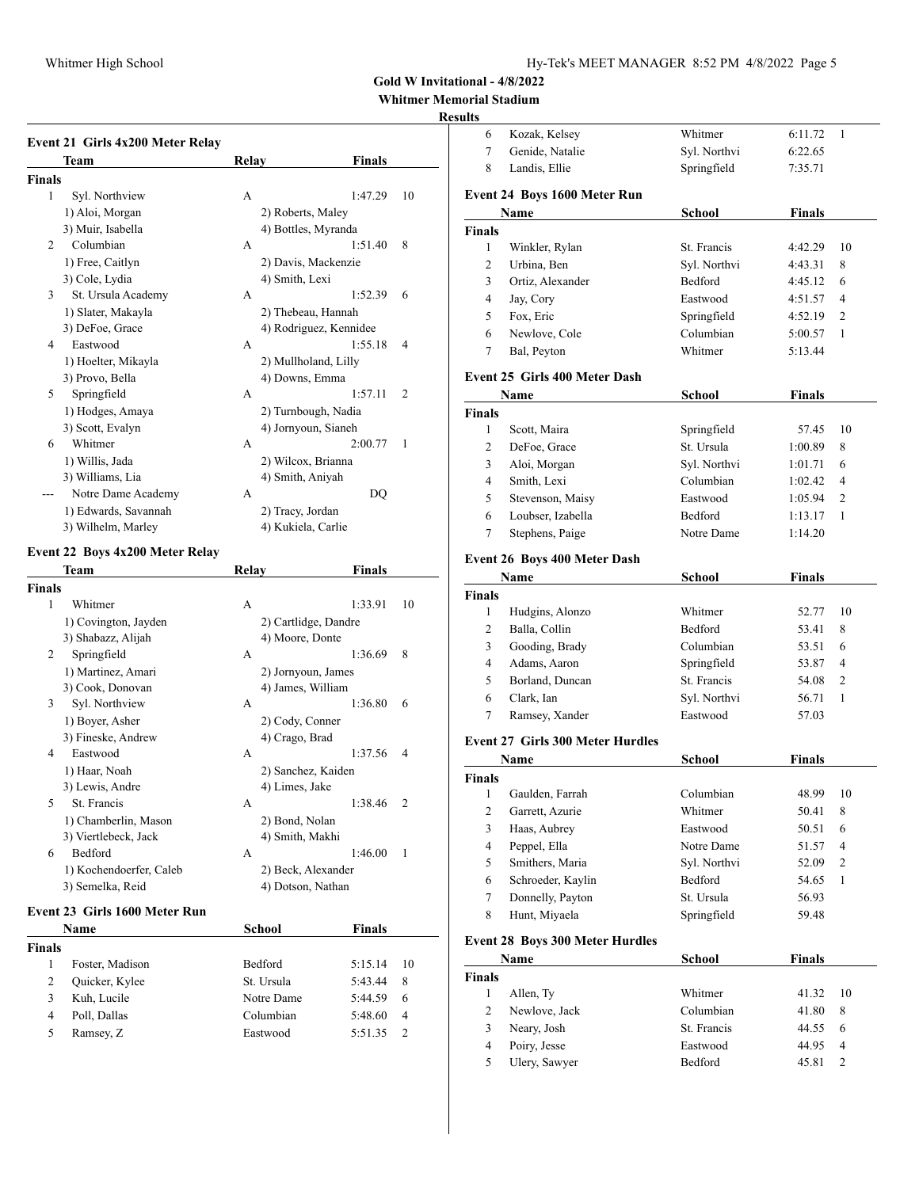**Gold W Invitational - 4/8/2022**

**Whitmer Memorial Stadium**

**Results**

### Event 21 Girls 4x200 Meter Relay

| | Team | Relay | Finals | |
|---|---|---|---|---|
| **Finals** | | | | |
| 1 | Syl. Northview | A | 1:47.29 | 10 |
| | 1) Aloi, Morgan | 2) Roberts, Maley | | |
| | 3) Muir, Isabella | 4) Bottles, Myranda | | |
| 2 | Columbian | A | 1:51.40 | 8 |
| | 1) Free, Caitlyn | 2) Davis, Mackenzie | | |
| | 3) Cole, Lydia | 4) Smith, Lexi | | |
| 3 | St. Ursula Academy | A | 1:52.39 | 6 |
| | 1) Slater, Makayla | 2) Thebeau, Hannah | | |
| | 3) DeFoe, Grace | 4) Rodriguez, Kennidee | | |
| 4 | Eastwood | A | 1:55.18 | 4 |
| | 1) Hoelter, Mikayla | 2) Mullholand, Lilly | | |
| | 3) Provo, Bella | 4) Downs, Emma | | |
| 5 | Springfield | A | 1:57.11 | 2 |
| | 1) Hodges, Amaya | 2) Turnbough, Nadia | | |
| | 3) Scott, Evalyn | 4) Jornyoun, Sianeh | | |
| 6 | Whitmer | A | 2:00.77 | 1 |
| | 1) Willis, Jada | 2) Wilcox, Brianna | | |
| | 3) Williams, Lia | 4) Smith, Aniyah | | |
| --- | Notre Dame Academy | A | DQ | |
| | 1) Edwards, Savannah | 2) Tracy, Jordan | | |
| | 3) Wilhelm, Marley | 4) Kukiela, Carlie | | |

### Event 22 Boys 4x200 Meter Relay

| | Team | Relay | Finals | |
|---|---|---|---|---|
| **Finals** | | | | |
| 1 | Whitmer | A | 1:33.91 | 10 |
| | 1) Covington, Jayden | 2) Cartlidge, Dandre | | |
| | 3) Shabazz, Alijah | 4) Moore, Donte | | |
| 2 | Springfield | A | 1:36.69 | 8 |
| | 1) Martinez, Amari | 2) Jornyoun, James | | |
| | 3) Cook, Donovan | 4) James, William | | |
| 3 | Syl. Northview | A | 1:36.80 | 6 |
| | 1) Boyer, Asher | 2) Cody, Conner | | |
| | 3) Fineske, Andrew | 4) Crago, Brad | | |
| 4 | Eastwood | A | 1:37.56 | 4 |
| | 1) Haar, Noah | 2) Sanchez, Kaiden | | |
| | 3) Lewis, Andre | 4) Limes, Jake | | |
| 5 | St. Francis | A | 1:38.46 | 2 |
| | 1) Chamberlin, Mason | 2) Bond, Nolan | | |
| | 3) Viertlebeck, Jack | 4) Smith, Makhi | | |
| 6 | Bedford | A | 1:46.00 | 1 |
| | 1) Kochendoerfer, Caleb | 2) Beck, Alexander | | |
| | 3) Semelka, Reid | 4) Dotson, Nathan | | |

### Event 23 Girls 1600 Meter Run

| | Name | School | Finals | |
|---|---|---|---|---|
| **Finals** | | | | |
| 1 | Foster, Madison | Bedford | 5:15.14 | 10 |
| 2 | Quicker, Kylee | St. Ursula | 5:43.44 | 8 |
| 3 | Kuh, Lucile | Notre Dame | 5:44.59 | 6 |
| 4 | Poll, Dallas | Columbian | 5:48.60 | 4 |
| 5 | Ramsey, Z | Eastwood | 5:51.35 | 2 |
| 6 | Kozak, Kelsey | Whitmer | 6:11.72 | 1 |
| 7 | Genide, Natalie | Syl. Northvi | 6:22.65 | |
| 8 | Landis, Ellie | Springfield | 7:35.71 | |

### Event 24 Boys 1600 Meter Run

| | Name | School | Finals | |
|---|---|---|---|---|
| **Finals** | | | | |
| 1 | Winkler, Rylan | St. Francis | 4:42.29 | 10 |
| 2 | Urbina, Ben | Syl. Northvi | 4:43.31 | 8 |
| 3 | Ortiz, Alexander | Bedford | 4:45.12 | 6 |
| 4 | Jay, Cory | Eastwood | 4:51.57 | 4 |
| 5 | Fox, Eric | Springfield | 4:52.19 | 2 |
| 6 | Newlove, Cole | Columbian | 5:00.57 | 1 |
| 7 | Bal, Peyton | Whitmer | 5:13.44 | |

### Event 25 Girls 400 Meter Dash

| | Name | School | Finals | |
|---|---|---|---|---|
| **Finals** | | | | |
| 1 | Scott, Maira | Springfield | 57.45 | 10 |
| 2 | DeFoe, Grace | St. Ursula | 1:00.89 | 8 |
| 3 | Aloi, Morgan | Syl. Northvi | 1:01.71 | 6 |
| 4 | Smith, Lexi | Columbian | 1:02.42 | 4 |
| 5 | Stevenson, Maisy | Eastwood | 1:05.94 | 2 |
| 6 | Loubser, Izabella | Bedford | 1:13.17 | 1 |
| 7 | Stephens, Paige | Notre Dame | 1:14.20 | |

### Event 26 Boys 400 Meter Dash

| | Name | School | Finals | |
|---|---|---|---|---|
| **Finals** | | | | |
| 1 | Hudgins, Alonzo | Whitmer | 52.77 | 10 |
| 2 | Balla, Collin | Bedford | 53.41 | 8 |
| 3 | Gooding, Brady | Columbian | 53.51 | 6 |
| 4 | Adams, Aaron | Springfield | 53.87 | 4 |
| 5 | Borland, Duncan | St. Francis | 54.08 | 2 |
| 6 | Clark, Ian | Syl. Northvi | 56.71 | 1 |
| 7 | Ramsey, Xander | Eastwood | 57.03 | |

### Event 27 Girls 300 Meter Hurdles

| | Name | School | Finals | |
|---|---|---|---|---|
| **Finals** | | | | |
| 1 | Gaulden, Farrah | Columbian | 48.99 | 10 |
| 2 | Garrett, Azurie | Whitmer | 50.41 | 8 |
| 3 | Haas, Aubrey | Eastwood | 50.51 | 6 |
| 4 | Peppel, Ella | Notre Dame | 51.57 | 4 |
| 5 | Smithers, Maria | Syl. Northvi | 52.09 | 2 |
| 6 | Schroeder, Kaylin | Bedford | 54.65 | 1 |
| 7 | Donnelly, Payton | St. Ursula | 56.93 | |
| 8 | Hunt, Miyaela | Springfield | 59.48 | |

### Event 28 Boys 300 Meter Hurdles

| | Name | School | Finals | |
|---|---|---|---|---|
| **Finals** | | | | |
| 1 | Allen, Ty | Whitmer | 41.32 | 10 |
| 2 | Newlove, Jack | Columbian | 41.80 | 8 |
| 3 | Neary, Josh | St. Francis | 44.55 | 6 |
| 4 | Poiry, Jesse | Eastwood | 44.95 | 4 |
| 5 | Ulery, Sawyer | Bedford | 45.81 | 2 |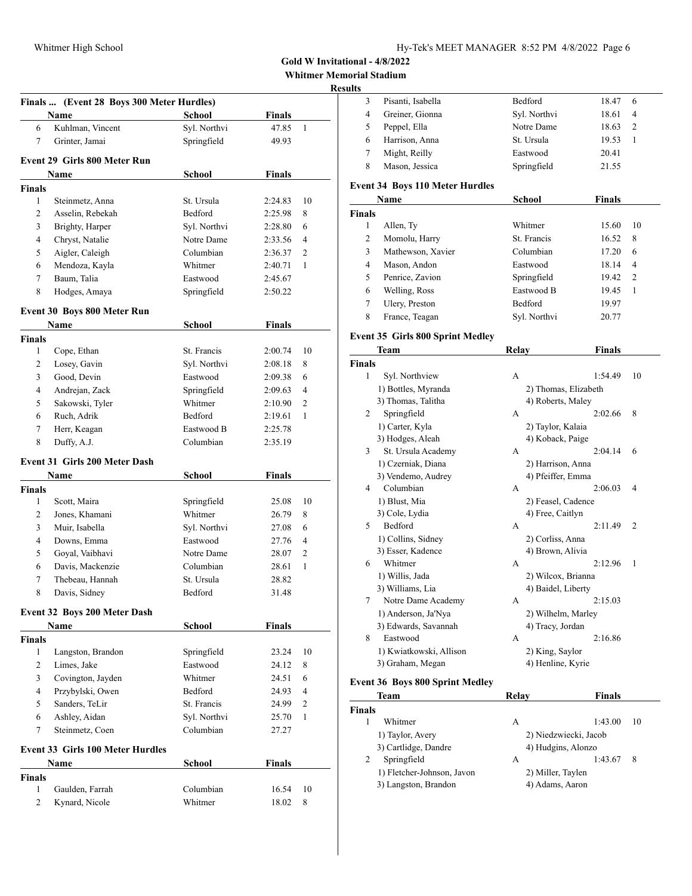**Gold W Invitational - 4/8/2022**

**Whitmer Memorial Stadium**

**Results**

### Finals ... (Event 28 Boys 300 Meter Hurdles)

| | Name | School | Finals | |
|---|---|---|---|---|
| 6 | Kuhlman, Vincent | Syl. Northvi | 47.85 | 1 |
| 7 | Grinter, Jamai | Springfield | 49.93 | |

### Event 29 Girls 800 Meter Run

| | Name | School | Finals | |
|---|---|---|---|---|
| **Finals** | | | | |
| 1 | Steinmetz, Anna | St. Ursula | 2:24.83 | 10 |
| 2 | Asselin, Rebekah | Bedford | 2:25.98 | 8 |
| 3 | Brighty, Harper | Syl. Northvi | 2:28.80 | 6 |
| 4 | Chryst, Natalie | Notre Dame | 2:33.56 | 4 |
| 5 | Aigler, Caleigh | Columbian | 2:36.37 | 2 |
| 6 | Mendoza, Kayla | Whitmer | 2:40.71 | 1 |
| 7 | Baum, Talia | Eastwood | 2:45.67 | |
| 8 | Hodges, Amaya | Springfield | 2:50.22 | |

### Event 30 Boys 800 Meter Run

| | Name | School | Finals | |
|---|---|---|---|---|
| **Finals** | | | | |
| 1 | Cope, Ethan | St. Francis | 2:00.74 | 10 |
| 2 | Losey, Gavin | Syl. Northvi | 2:08.18 | 8 |
| 3 | Good, Devin | Eastwood | 2:09.38 | 6 |
| 4 | Andrejan, Zack | Springfield | 2:09.63 | 4 |
| 5 | Sakowski, Tyler | Whitmer | 2:10.90 | 2 |
| 6 | Ruch, Adrik | Bedford | 2:19.61 | 1 |
| 7 | Herr, Keagan | Eastwood B | 2:25.78 | |
| 8 | Duffy, A.J. | Columbian | 2:35.19 | |

### Event 31 Girls 200 Meter Dash

| | Name | School | Finals | |
|---|---|---|---|---|
| **Finals** | | | | |
| 1 | Scott, Maira | Springfield | 25.08 | 10 |
| 2 | Jones, Khamani | Whitmer | 26.79 | 8 |
| 3 | Muir, Isabella | Syl. Northvi | 27.08 | 6 |
| 4 | Downs, Emma | Eastwood | 27.76 | 4 |
| 5 | Goyal, Vaibhavi | Notre Dame | 28.07 | 2 |
| 6 | Davis, Mackenzie | Columbian | 28.61 | 1 |
| 7 | Thebeau, Hannah | St. Ursula | 28.82 | |
| 8 | Davis, Sidney | Bedford | 31.48 | |

### Event 32 Boys 200 Meter Dash

| | Name | School | Finals | |
|---|---|---|---|---|
| **Finals** | | | | |
| 1 | Langston, Brandon | Springfield | 23.24 | 10 |
| 2 | Limes, Jake | Eastwood | 24.12 | 8 |
| 3 | Covington, Jayden | Whitmer | 24.51 | 6 |
| 4 | Przybylski, Owen | Bedford | 24.93 | 4 |
| 5 | Sanders, TeLir | St. Francis | 24.99 | 2 |
| 6 | Ashley, Aidan | Syl. Northvi | 25.70 | 1 |
| 7 | Steinmetz, Coen | Columbian | 27.27 | |

### Event 33 Girls 100 Meter Hurdles

| | Name | School | Finals | |
|---|---|---|---|---|
| **Finals** | | | | |
| 1 | Gaulden, Farrah | Columbian | 16.54 | 10 |
| 2 | Kynard, Nicole | Whitmer | 18.02 | 8 |
| 3 | Pisanti, Isabella | Bedford | 18.47 | 6 |
| 4 | Greiner, Gionna | Syl. Northvi | 18.61 | 4 |
| 5 | Peppel, Ella | Notre Dame | 18.63 | 2 |
| 6 | Harrison, Anna | St. Ursula | 19.53 | 1 |
| 7 | Might, Reilly | Eastwood | 20.41 | |
| 8 | Mason, Jessica | Springfield | 21.55 | |

### Event 34 Boys 110 Meter Hurdles

| | Name | School | Finals | |
|---|---|---|---|---|
| **Finals** | | | | |
| 1 | Allen, Ty | Whitmer | 15.60 | 10 |
| 2 | Momolu, Harry | St. Francis | 16.52 | 8 |
| 3 | Mathewson, Xavier | Columbian | 17.20 | 6 |
| 4 | Mason, Andon | Eastwood | 18.14 | 4 |
| 5 | Penrice, Zavion | Springfield | 19.42 | 2 |
| 6 | Welling, Ross | Eastwood B | 19.45 | 1 |
| 7 | Ulery, Preston | Bedford | 19.97 | |
| 8 | France, Teagan | Syl. Northvi | 20.77 | |

### Event 35 Girls 800 Sprint Medley

| | Team | Relay | Finals | |
|---|---|---|---|---|
| **Finals** | | | | |
| 1 | Syl. Northview | A | 1:54.49 | 10 |
| | 1) Bottles, Myranda | 2) Thomas, Elizabeth | | |
| | 3) Thomas, Talitha | 4) Roberts, Maley | | |
| 2 | Springfield | A | 2:02.66 | 8 |
| | 1) Carter, Kyla | 2) Taylor, Kalaia | | |
| | 3) Hodges, Aleah | 4) Koback, Paige | | |
| 3 | St. Ursula Academy | A | 2:04.14 | 6 |
| | 1) Czerniak, Diana | 2) Harrison, Anna | | |
| | 3) Vendemo, Audrey | 4) Pfeiffer, Emma | | |
| 4 | Columbian | A | 2:06.03 | 4 |
| | 1) Blust, Mia | 2) Feasel, Cadence | | |
| | 3) Cole, Lydia | 4) Free, Caitlyn | | |
| 5 | Bedford | A | 2:11.49 | 2 |
| | 1) Collins, Sidney | 2) Corliss, Anna | | |
| | 3) Esser, Kadence | 4) Brown, Alivia | | |
| 6 | Whitmer | A | 2:12.96 | 1 |
| | 1) Willis, Jada | 2) Wilcox, Brianna | | |
| | 3) Williams, Lia | 4) Baidel, Liberty | | |
| 7 | Notre Dame Academy | A | 2:15.03 | |
| | 1) Anderson, Ja'Nya | 2) Wilhelm, Marley | | |
| | 3) Edwards, Savannah | 4) Tracy, Jordan | | |
| 8 | Eastwood | A | 2:16.86 | |
| | 1) Kwiatkowski, Allison | 2) King, Saylor | | |
| | 3) Graham, Megan | 4) Henline, Kyrie | | |

### Event 36 Boys 800 Sprint Medley

| | Team | Relay | Finals | |
|---|---|---|---|---|
| **Finals** | | | | |
| 1 | Whitmer | A | 1:43.00 | 10 |
| | 1) Taylor, Avery | 2) Niedzwiecki, Jacob | | |
| | 3) Cartlidge, Dandre | 4) Hudgins, Alonzo | | |
| 2 | Springfield | A | 1:43.67 | 8 |
| | 1) Fletcher-Johnson, Javon | 2) Miller, Taylen | | |
| | 3) Langston, Brandon | 4) Adams, Aaron | | |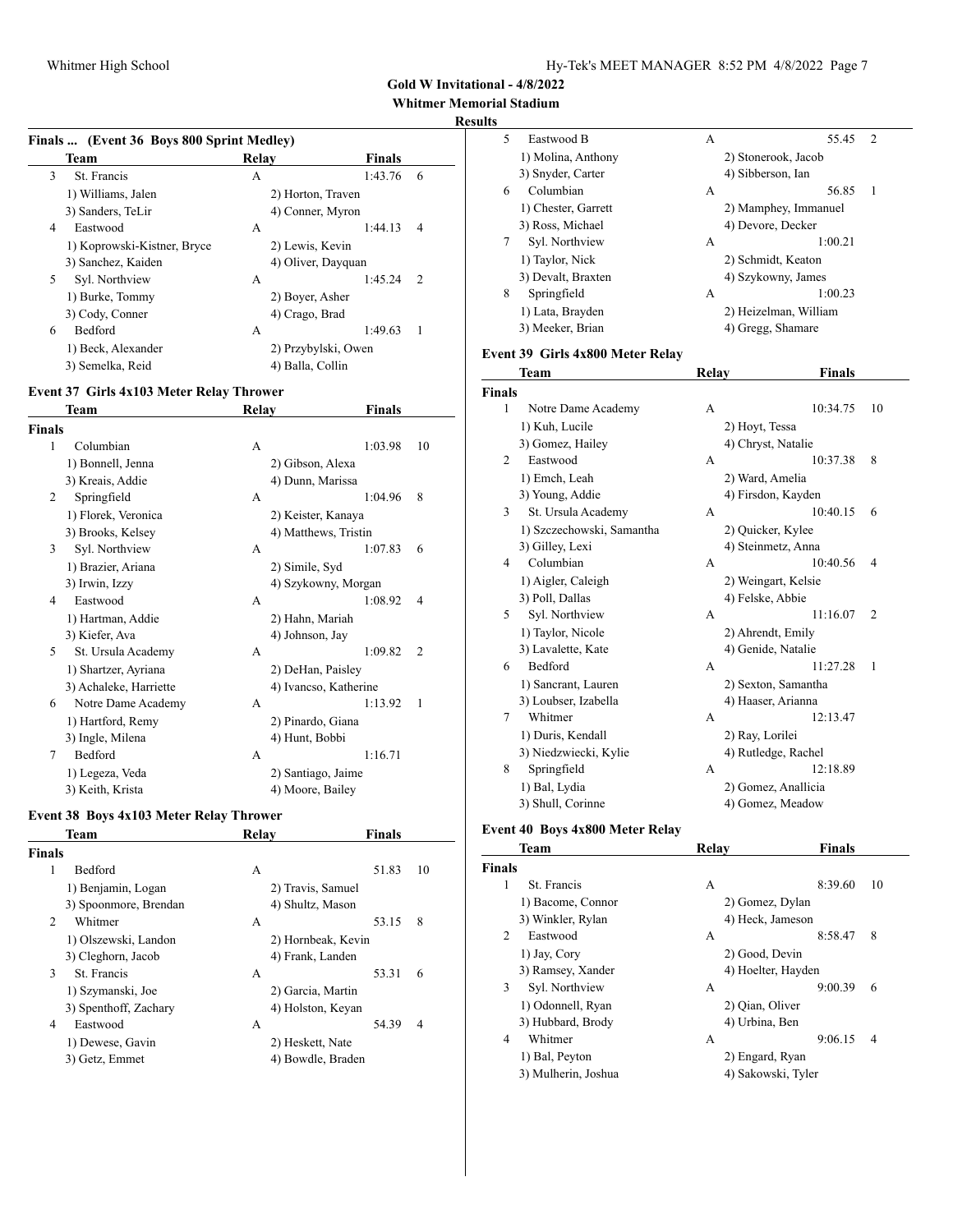**Gold W Invitational - 4/8/2022**

**Whitmer Memorial Stadium**

**Results**

### Finals ... (Event 36 Boys 800 Sprint Medley)

| | Team | Relay | Finals | |
|---|---|---|---|---|
| 3 | St. Francis | A | 1:43.76 | 6 |
| | 1) Williams, Jalen | 2) Horton, Traven | | |
| | 3) Sanders, TeLir | 4) Conner, Myron | | |
| 4 | Eastwood | A | 1:44.13 | 4 |
| | 1) Koprowski-Kistner, Bryce | 2) Lewis, Kevin | | |
| | 3) Sanchez, Kaiden | 4) Oliver, Dayquan | | |
| 5 | Syl. Northview | A | 1:45.24 | 2 |
| | 1) Burke, Tommy | 2) Boyer, Asher | | |
| | 3) Cody, Conner | 4) Crago, Brad | | |
| 6 | Bedford | A | 1:49.63 | 1 |
| | 1) Beck, Alexander | 2) Przybylski, Owen | | |
| | 3) Semelka, Reid | 4) Balla, Collin | | |

### Event 37 Girls 4x103 Meter Relay Thrower

| | Team | Relay | Finals | |
|---|---|---|---|---|
| **Finals** | | | | |
| 1 | Columbian | A | 1:03.98 | 10 |
| | 1) Bonnell, Jenna | 2) Gibson, Alexa | | |
| | 3) Kreais, Addie | 4) Dunn, Marissa | | |
| 2 | Springfield | A | 1:04.96 | 8 |
| | 1) Florek, Veronica | 2) Keister, Kanaya | | |
| | 3) Brooks, Kelsey | 4) Matthews, Tristin | | |
| 3 | Syl. Northview | A | 1:07.83 | 6 |
| | 1) Brazier, Ariana | 2) Simile, Syd | | |
| | 3) Irwin, Izzy | 4) Szykowny, Morgan | | |
| 4 | Eastwood | A | 1:08.92 | 4 |
| | 1) Hartman, Addie | 2) Hahn, Mariah | | |
| | 3) Kiefer, Ava | 4) Johnson, Jay | | |
| 5 | St. Ursula Academy | A | 1:09.82 | 2 |
| | 1) Shartzer, Ayriana | 2) DeHan, Paisley | | |
| | 3) Achaleke, Harriette | 4) Ivancso, Katherine | | |
| 6 | Notre Dame Academy | A | 1:13.92 | 1 |
| | 1) Hartford, Remy | 2) Pinardo, Giana | | |
| | 3) Ingle, Milena | 4) Hunt, Bobbi | | |
| 7 | Bedford | A | 1:16.71 | |
| | 1) Legeza, Veda | 2) Santiago, Jaime | | |
| | 3) Keith, Krista | 4) Moore, Bailey | | |

### Event 38 Boys 4x103 Meter Relay Thrower

| | Team | Relay | Finals | |
|---|---|---|---|---|
| **Finals** | | | | |
| 1 | Bedford | A | 51.83 | 10 |
| | 1) Benjamin, Logan | 2) Travis, Samuel | | |
| | 3) Spoonmore, Brendan | 4) Shultz, Mason | | |
| 2 | Whitmer | A | 53.15 | 8 |
| | 1) Olszewski, Landon | 2) Hornbeak, Kevin | | |
| | 3) Cleghorn, Jacob | 4) Frank, Landen | | |
| 3 | St. Francis | A | 53.31 | 6 |
| | 1) Szymanski, Joe | 2) Garcia, Martin | | |
| | 3) Spenthoff, Zachary | 4) Holston, Keyan | | |
| 4 | Eastwood | A | 54.39 | 4 |
| | 1) Dewese, Gavin | 2) Heskett, Nate | | |
| | 3) Getz, Emmet | 4) Bowdle, Braden | | |
| 5 | Eastwood B | A | 55.45 | 2 |
| | 1) Molina, Anthony | 2) Stonerook, Jacob | | |
| | 3) Snyder, Carter | 4) Sibberson, Ian | | |
| 6 | Columbian | A | 56.85 | 1 |
| | 1) Chester, Garrett | 2) Mamphey, Immanuel | | |
| | 3) Ross, Michael | 4) Devore, Decker | | |
| 7 | Syl. Northview | A | 1:00.21 | |
| | 1) Taylor, Nick | 2) Schmidt, Keaton | | |
| | 3) Devalt, Braxten | 4) Szykowny, James | | |
| 8 | Springfield | A | 1:00.23 | |
| | 1) Lata, Brayden | 2) Heizelman, William | | |
| | 3) Meeker, Brian | 4) Gregg, Shamare | | |

### Event 39 Girls 4x800 Meter Relay

| | Team | Relay | Finals | |
|---|---|---|---|---|
| **Finals** | | | | |
| 1 | Notre Dame Academy | A | 10:34.75 | 10 |
| | 1) Kuh, Lucile | 2) Hoyt, Tessa | | |
| | 3) Gomez, Hailey | 4) Chryst, Natalie | | |
| 2 | Eastwood | A | 10:37.38 | 8 |
| | 1) Emch, Leah | 2) Ward, Amelia | | |
| | 3) Young, Addie | 4) Firsdon, Kayden | | |
| 3 | St. Ursula Academy | A | 10:40.15 | 6 |
| | 1) Szczechowski, Samantha | 2) Quicker, Kylee | | |
| | 3) Gilley, Lexi | 4) Steinmetz, Anna | | |
| 4 | Columbian | A | 10:40.56 | 4 |
| | 1) Aigler, Caleigh | 2) Weingart, Kelsie | | |
| | 3) Poll, Dallas | 4) Felske, Abbie | | |
| 5 | Syl. Northview | A | 11:16.07 | 2 |
| | 1) Taylor, Nicole | 2) Ahrendt, Emily | | |
| | 3) Lavalette, Kate | 4) Genide, Natalie | | |
| 6 | Bedford | A | 11:27.28 | 1 |
| | 1) Sancrant, Lauren | 2) Sexton, Samantha | | |
| | 3) Loubser, Izabella | 4) Haaser, Arianna | | |
| 7 | Whitmer | A | 12:13.47 | |
| | 1) Duris, Kendall | 2) Ray, Lorilei | | |
| | 3) Niedzwiecki, Kylie | 4) Rutledge, Rachel | | |
| 8 | Springfield | A | 12:18.89 | |
| | 1) Bal, Lydia | 2) Gomez, Anallicia | | |
| | 3) Shull, Corinne | 4) Gomez, Meadow | | |

### Event 40 Boys 4x800 Meter Relay

| | Team | Relay | Finals | |
|---|---|---|---|---|
| **Finals** | | | | |
| 1 | St. Francis | A | 8:39.60 | 10 |
| | 1) Bacome, Connor | 2) Gomez, Dylan | | |
| | 3) Winkler, Rylan | 4) Heck, Jameson | | |
| 2 | Eastwood | A | 8:58.47 | 8 |
| | 1) Jay, Cory | 2) Good, Devin | | |
| | 3) Ramsey, Xander | 4) Hoelter, Hayden | | |
| 3 | Syl. Northview | A | 9:00.39 | 6 |
| | 1) Odonnell, Ryan | 2) Qian, Oliver | | |
| | 3) Hubbard, Brody | 4) Urbina, Ben | | |
| 4 | Whitmer | A | 9:06.15 | 4 |
| | 1) Bal, Peyton | 2) Engard, Ryan | | |
| | 3) Mulherin, Joshua | 4) Sakowski, Tyler | | |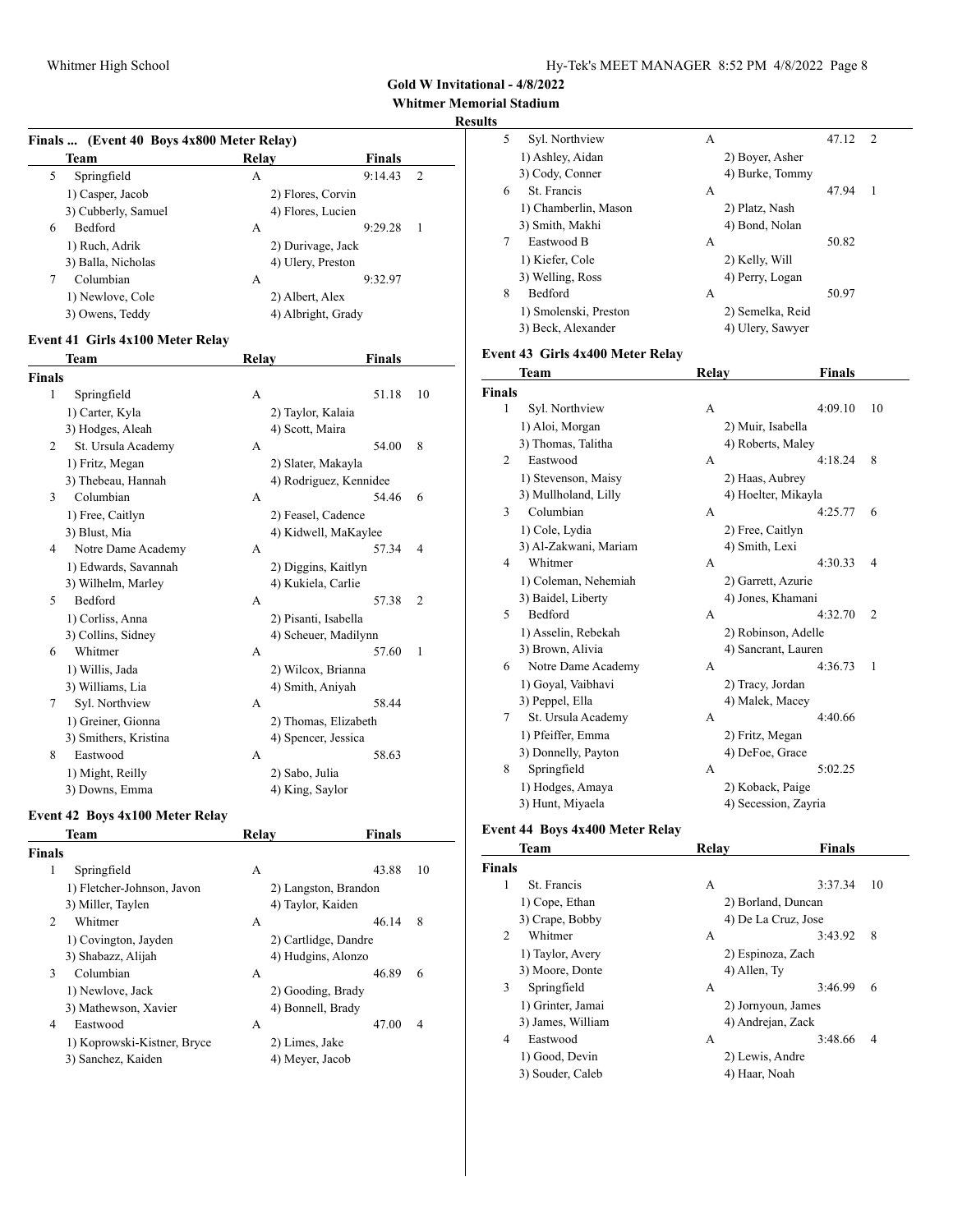**Gold W Invitational - 4/8/2022**
**Whitmer Memorial Stadium**
**Results**

### Finals ... (Event 40 Boys 4x800 Meter Relay)

| | Team | Relay | Finals | |
|---|---|---|---|---|
| 5 | Springfield | A | 9:14.43 | 2 |
| | 1) Casper, Jacob | 2) Flores, Corvin | | |
| | 3) Cubberly, Samuel | 4) Flores, Lucien | | |
| 6 | Bedford | A | 9:29.28 | 1 |
| | 1) Ruch, Adrik | 2) Durivage, Jack | | |
| | 3) Balla, Nicholas | 4) Ulery, Preston | | |
| 7 | Columbian | A | 9:32.97 | |
| | 1) Newlove, Cole | 2) Albert, Alex | | |
| | 3) Owens, Teddy | 4) Albright, Grady | | |

### Event 41 Girls 4x100 Meter Relay

| | Team | Relay | Finals | |
|---|---|---|---|---|
| **Finals** | | | | |
| 1 | Springfield | A | 51.18 | 10 |
| | 1) Carter, Kyla | 2) Taylor, Kalaia | | |
| | 3) Hodges, Aleah | 4) Scott, Maira | | |
| 2 | St. Ursula Academy | A | 54.00 | 8 |
| | 1) Fritz, Megan | 2) Slater, Makayla | | |
| | 3) Thebeau, Hannah | 4) Rodriguez, Kennidee | | |
| 3 | Columbian | A | 54.46 | 6 |
| | 1) Free, Caitlyn | 2) Feasel, Cadence | | |
| | 3) Blust, Mia | 4) Kidwell, MaKaylee | | |
| 4 | Notre Dame Academy | A | 57.34 | 4 |
| | 1) Edwards, Savannah | 2) Diggins, Kaitlyn | | |
| | 3) Wilhelm, Marley | 4) Kukiela, Carlie | | |
| 5 | Bedford | A | 57.38 | 2 |
| | 1) Corliss, Anna | 2) Pisanti, Isabella | | |
| | 3) Collins, Sidney | 4) Scheuer, Madilynn | | |
| 6 | Whitmer | A | 57.60 | 1 |
| | 1) Willis, Jada | 2) Wilcox, Brianna | | |
| | 3) Williams, Lia | 4) Smith, Aniyah | | |
| 7 | Syl. Northview | A | 58.44 | |
| | 1) Greiner, Gionna | 2) Thomas, Elizabeth | | |
| | 3) Smithers, Kristina | 4) Spencer, Jessica | | |
| 8 | Eastwood | A | 58.63 | |
| | 1) Might, Reilly | 2) Sabo, Julia | | |
| | 3) Downs, Emma | 4) King, Saylor | | |

### Event 42 Boys 4x100 Meter Relay

| | Team | Relay | Finals | |
|---|---|---|---|---|
| **Finals** | | | | |
| 1 | Springfield | A | 43.88 | 10 |
| | 1) Fletcher-Johnson, Javon | 2) Langston, Brandon | | |
| | 3) Miller, Taylen | 4) Taylor, Kaiden | | |
| 2 | Whitmer | A | 46.14 | 8 |
| | 1) Covington, Jayden | 2) Cartlidge, Dandre | | |
| | 3) Shabazz, Alijah | 4) Hudgins, Alonzo | | |
| 3 | Columbian | A | 46.89 | 6 |
| | 1) Newlove, Jack | 2) Gooding, Brady | | |
| | 3) Mathewson, Xavier | 4) Bonnell, Brady | | |
| 4 | Eastwood | A | 47.00 | 4 |
| | 1) Koprowski-Kistner, Bryce | 2) Limes, Jake | | |
| | 3) Sanchez, Kaiden | 4) Meyer, Jacob | | |
| 5 | Syl. Northview | A | 47.12 | 2 |
| | 1) Ashley, Aidan | 2) Boyer, Asher | | |
| | 3) Cody, Conner | 4) Burke, Tommy | | |
| 6 | St. Francis | A | 47.94 | 1 |
| | 1) Chamberlin, Mason | 2) Platz, Nash | | |
| | 3) Smith, Makhi | 4) Bond, Nolan | | |
| 7 | Eastwood B | A | 50.82 | |
| | 1) Kiefer, Cole | 2) Kelly, Will | | |
| | 3) Welling, Ross | 4) Perry, Logan | | |
| 8 | Bedford | A | 50.97 | |
| | 1) Smolenski, Preston | 2) Semelka, Reid | | |
| | 3) Beck, Alexander | 4) Ulery, Sawyer | | |

### Event 43 Girls 4x400 Meter Relay

| | Team | Relay | Finals | |
|---|---|---|---|---|
| **Finals** | | | | |
| 1 | Syl. Northview | A | 4:09.10 | 10 |
| | 1) Aloi, Morgan | 2) Muir, Isabella | | |
| | 3) Thomas, Talitha | 4) Roberts, Maley | | |
| 2 | Eastwood | A | 4:18.24 | 8 |
| | 1) Stevenson, Maisy | 2) Haas, Aubrey | | |
| | 3) Mullholand, Lilly | 4) Hoelter, Mikayla | | |
| 3 | Columbian | A | 4:25.77 | 6 |
| | 1) Cole, Lydia | 2) Free, Caitlyn | | |
| | 3) Al-Zakwani, Mariam | 4) Smith, Lexi | | |
| 4 | Whitmer | A | 4:30.33 | 4 |
| | 1) Coleman, Nehemiah | 2) Garrett, Azurie | | |
| | 3) Baidel, Liberty | 4) Jones, Khamani | | |
| 5 | Bedford | A | 4:32.70 | 2 |
| | 1) Asselin, Rebekah | 2) Robinson, Adelle | | |
| | 3) Brown, Alivia | 4) Sancrant, Lauren | | |
| 6 | Notre Dame Academy | A | 4:36.73 | 1 |
| | 1) Goyal, Vaibhavi | 2) Tracy, Jordan | | |
| | 3) Peppel, Ella | 4) Malek, Macey | | |
| 7 | St. Ursula Academy | A | 4:40.66 | |
| | 1) Pfeiffer, Emma | 2) Fritz, Megan | | |
| | 3) Donnelly, Payton | 4) DeFoe, Grace | | |
| 8 | Springfield | A | 5:02.25 | |
| | 1) Hodges, Amaya | 2) Koback, Paige | | |
| | 3) Hunt, Miyaela | 4) Secession, Zayria | | |

### Event 44 Boys 4x400 Meter Relay

| | Team | Relay | Finals | |
|---|---|---|---|---|
| **Finals** | | | | |
| 1 | St. Francis | A | 3:37.34 | 10 |
| | 1) Cope, Ethan | 2) Borland, Duncan | | |
| | 3) Crape, Bobby | 4) De La Cruz, Jose | | |
| 2 | Whitmer | A | 3:43.92 | 8 |
| | 1) Taylor, Avery | 2) Espinoza, Zach | | |
| | 3) Moore, Donte | 4) Allen, Ty | | |
| 3 | Springfield | A | 3:46.99 | 6 |
| | 1) Grinter, Jamai | 2) Jornyoun, James | | |
| | 3) James, William | 4) Andrejan, Zack | | |
| 4 | Eastwood | A | 3:48.66 | 4 |
| | 1) Good, Devin | 2) Lewis, Andre | | |
| | 3) Souder, Caleb | 4) Haar, Noah | | |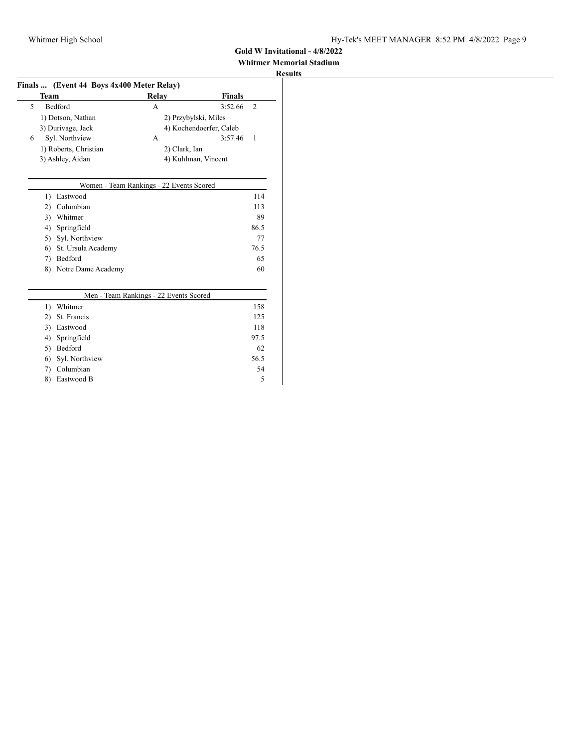**Gold W Invitational - 4/8/2022**

**Whitmer Memorial Stadium**

**Results**

**Finals ... (Event 44 Boys 4x400 Meter Relay)**

| | Team | Relay | Finals | |
|---|---|---|---|---|
| 5 | Bedford | A | 3:52.66 | 2 |
| | 1) Dotson, Nathan | 2) Przybylski, Miles | | |
| | 3) Durivage, Jack | 4) Kochendoerfer, Caleb | | |
| 6 | Syl. Northview | A | 3:57.46 | 1 |
| | 1) Roberts, Christian | 2) Clark, Ian | | |
| | 3) Ashley, Aidan | 4) Kuhlman, Vincent | | |

**Women - Team Rankings - 22 Events Scored**

| | | |
|---|---|---|
| 1) | Eastwood | 114 |
| 2) | Columbian | 113 |
| 3) | Whitmer | 89 |
| 4) | Springfield | 86.5 |
| 5) | Syl. Northview | 77 |
| 6) | St. Ursula Academy | 76.5 |
| 7) | Bedford | 65 |
| 8) | Notre Dame Academy | 60 |

**Men - Team Rankings - 22 Events Scored**

| | | |
|---|---|---|
| 1) | Whitmer | 158 |
| 2) | St. Francis | 125 |
| 3) | Eastwood | 118 |
| 4) | Springfield | 97.5 |
| 5) | Bedford | 62 |
| 6) | Syl. Northview | 56.5 |
| 7) | Columbian | 54 |
| 8) | Eastwood B | 5 |